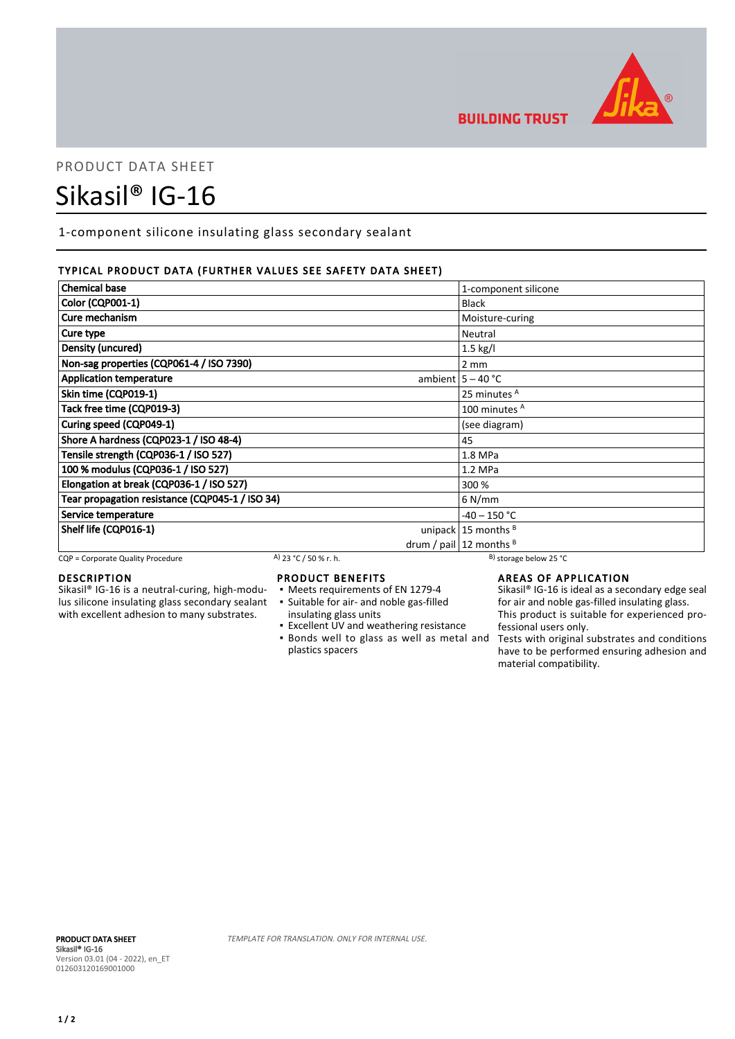PRODUCT DATA SHEET

# Sikasil® IG-16

1-component silicone insulating glass secondary sealant

## TYPICAL PRODUCT DATA (FURTHER VALUES SEE SAFETY DATA SHEET)

| Property | | Value |
|---|---|---|
| Chemical base | | 1-component silicone |
| Color (CQP001-1) | | Black |
| Cure mechanism | | Moisture-curing |
| Cure type | | Neutral |
| Density (uncured) | | 1.5 kg/l |
| Non-sag properties (CQP061-4 / ISO 7390) | | 2 mm |
| Application temperature | ambient | 5 – 40 °C |
| Skin time (CQP019-1) | | 25 minutes [A] |
| Tack free time (CQP019-3) | | 100 minutes [A] |
| Curing speed (CQP049-1) | | (see diagram) |
| Shore A hardness (CQP023-1 / ISO 48-4) | | 45 |
| Tensile strength (CQP036-1 / ISO 527) | | 1.8 MPa |
| 100 % modulus (CQP036-1 / ISO 527) | | 1.2 MPa |
| Elongation at break (CQP036-1 / ISO 527) | | 300 % |
| Tear propagation resistance (CQP045-1 / ISO 34) | | 6 N/mm |
| Service temperature | | -40 – 150 °C |
| Shelf life (CQP016-1) | unipack | 15 months [B] |
| | drum / pail | 12 months [B] |

CQP = Corporate Quality Procedure  [A] 23 °C / 50 % r. h.  [B] storage below 25 °C

## DESCRIPTION

Sikasil® IG-16 is a neutral-curing, high-modulus silicone insulating glass secondary sealant with excellent adhesion to many substrates.

## PRODUCT BENEFITS

- Meets requirements of EN 1279-4
- Suitable for air- and noble gas-filled insulating glass units
- Excellent UV and weathering resistance
- Bonds well to glass as well as metal and plastics spacers

## AREAS OF APPLICATION

Sikasil® IG-16 is ideal as a secondary edge seal for air and noble gas-filled insulating glass.
This product is suitable for experienced professional users only.
Tests with original substrates and conditions have to be performed ensuring adhesion and material compatibility.

**PRODUCT DATA SHEET**
**Sikasil® IG-16**
Version 03.01 (04 - 2022), en_ET
012603120169001000

*TEMPLATE FOR TRANSLATION. ONLY FOR INTERNAL USE.*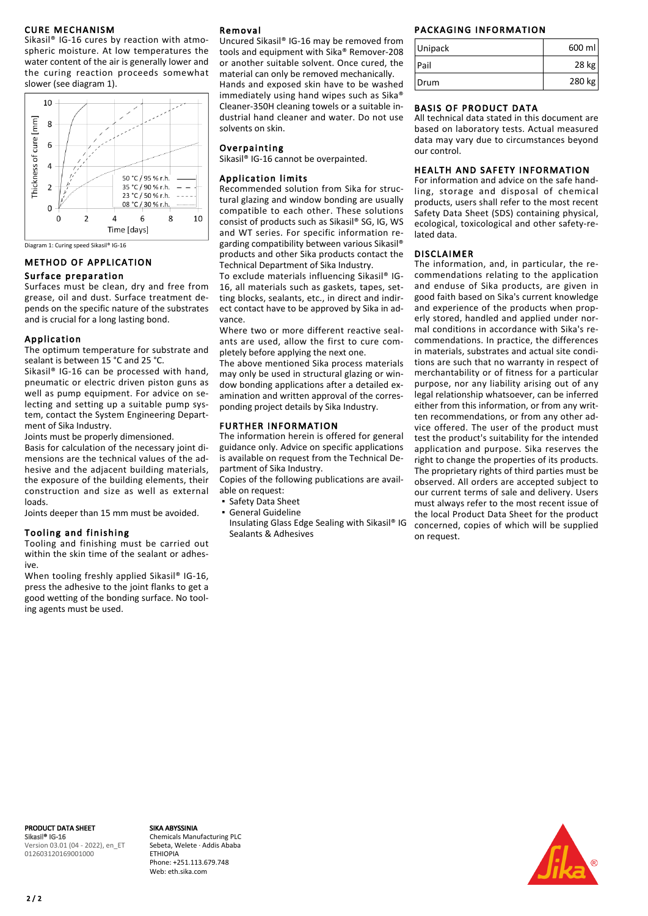## CURE MECHANISM

Sikasil® IG-16 cures by reaction with atmospheric moisture. At low temperatures the water content of the air is generally lower and the curing reaction proceeds somewhat slower (see diagram 1).

Thickness of cure [mm]

10
8
6
4
2
0

0 2 4 6 8 10

Time [days]

50 °C / 95 % r.h.
35 °C / 90 % r.h.
23 °C / 50 % r.h.
08 °C / 30 % r.h.

Diagram 1: Curing speed Sikasil® IG-16

## METHOD OF APPLICATION

### Surface preparation

Surfaces must be clean, dry and free from grease, oil and dust. Surface treatment depends on the specific nature of the substrates and is crucial for a long lasting bond.

### Application

The optimum temperature for substrate and sealant is between 15 °C and 25 °C.

Sikasil® IG-16 can be processed with hand, pneumatic or electric driven piston guns as well as pump equipment. For advice on selecting and setting up a suitable pump system, contact the System Engineering Department of Sika Industry.

Joints must be properly dimensioned.

Basis for calculation of the necessary joint dimensions are the technical values of the adhesive and the adjacent building materials, the exposure of the building elements, their construction and size as well as external loads.

Joints deeper than 15 mm must be avoided.

### Tooling and finishing

Tooling and finishing must be carried out within the skin time of the sealant or adhesive.

When tooling freshly applied Sikasil® IG-16, press the adhesive to the joint flanks to get a good wetting of the bonding surface. No tooling agents must be used.

### Removal

Uncured Sikasil® IG-16 may be removed from tools and equipment with Sika® Remover-208 or another suitable solvent. Once cured, the material can only be removed mechanically.

Hands and exposed skin have to be washed immediately using hand wipes such as Sika® Cleaner-350H cleaning towels or a suitable industrial hand cleaner and water. Do not use solvents on skin.

### Overpainting

Sikasil® IG-16 cannot be overpainted.

### Application limits

Recommended solution from Sika for structural glazing and window bonding are usually compatible to each other. These solutions consist of products such as Sikasil® SG, IG, WS and WT series. For specific information regarding compatibility between various Sikasil® products and other Sika products contact the Technical Department of Sika Industry.

To exclude materials influencing Sikasil® IG-16, all materials such as gaskets, tapes, setting blocks, sealants, etc., in direct and indirect contact have to be approved by Sika in advance.

Where two or more different reactive sealants are used, allow the first to cure completely before applying the next one.

The above mentioned Sika process materials may only be used in structural glazing or window bonding applications after a detailed examination and written approval of the corresponding project details by Sika Industry.

## FURTHER INFORMATION

The information herein is offered for general guidance only. Advice on specific applications is available on request from the Technical Department of Sika Industry.

Copies of the following publications are available on request:

- Safety Data Sheet
- General Guideline
  Insulating Glass Edge Sealing with Sikasil® IG Sealants & Adhesives

## PACKAGING INFORMATION

| | |
|---|---|
| Unipack | 600 ml |
| Pail | 28 kg |
| Drum | 280 kg |

## BASIS OF PRODUCT DATA

All technical data stated in this document are based on laboratory tests. Actual measured data may vary due to circumstances beyond our control.

## HEALTH AND SAFETY INFORMATION

For information and advice on the safe handling, storage and disposal of chemical products, users shall refer to the most recent Safety Data Sheet (SDS) containing physical, ecological, toxicological and other safety-related data.

## DISCLAIMER

The information, and, in particular, the recommendations relating to the application and enduse of Sika products, are given in good faith based on Sika's current knowledge and experience of the products when properly stored, handled and applied under normal conditions in accordance with Sika's recommendations. In practice, the differences in materials, substrates and actual site conditions are such that no warranty in respect of merchantability or of fitness for a particular purpose, nor any liability arising out of any legal relationship whatsoever, can be inferred either from this information, or from any written recommendations, or from any other advice offered. The user of the product must test the product's suitability for the intended application and purpose. Sika reserves the right to change the properties of its products. The proprietary rights of third parties must be observed. All orders are accepted subject to our current terms of sale and delivery. Users must always refer to the most recent issue of the local Product Data Sheet for the product concerned, copies of which will be supplied on request.

**PRODUCT DATA SHEET**
**Sikasil® IG-16**
Version 03.01 (04 - 2022), en_ET
012603120169001000

**SIKA ABYSSINIA**
Chemicals Manufacturing PLC
Sebeta, Welete · Addis Ababa
ETHIOPIA
Phone: +251.113.679.748
Web: eth.sika.com